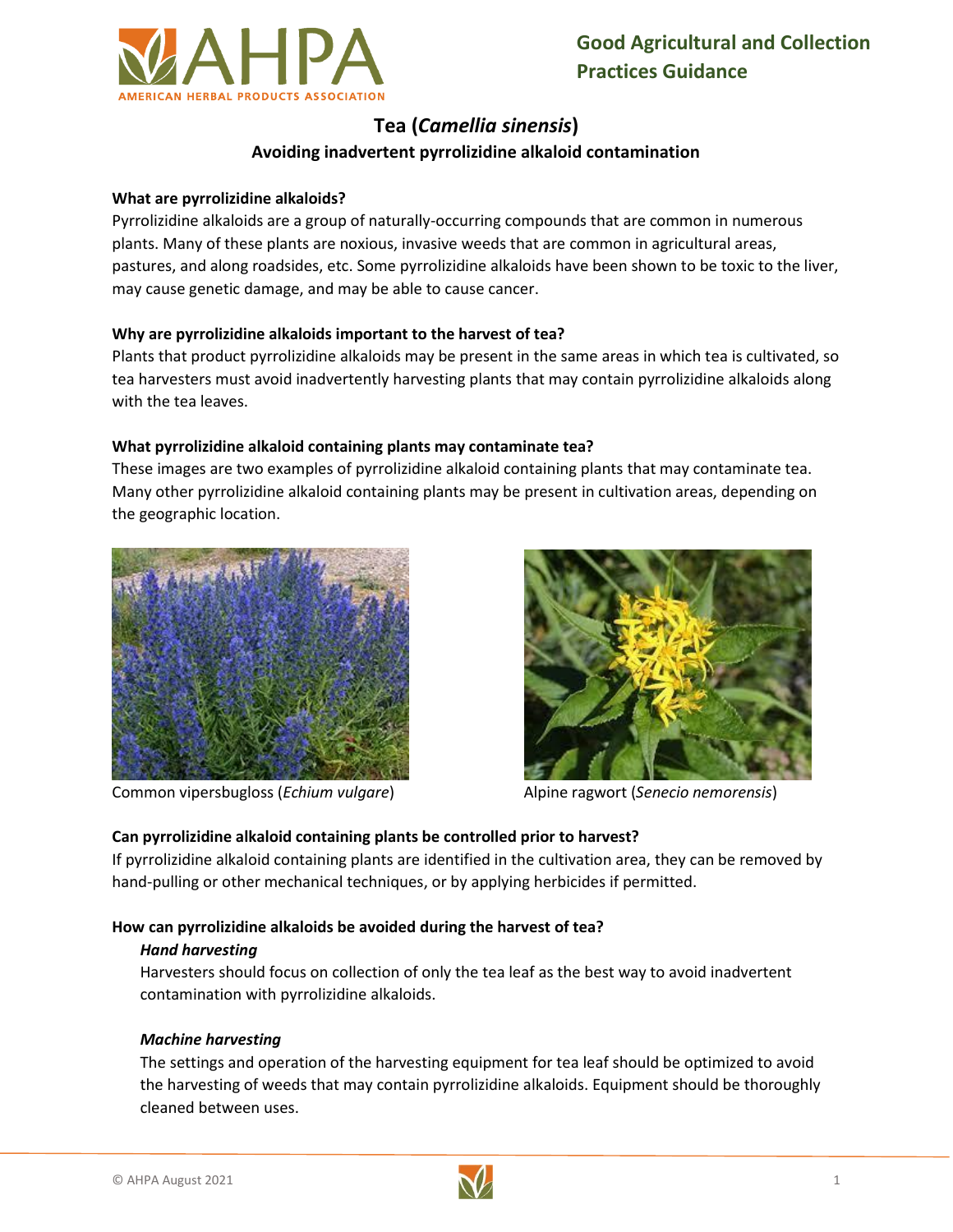Good Agricultural and Collection Practices Guidance

# Tea (*Camellia sinensis*)

## Avoiding inadvertent pyrrolizidine alkaloid contamination

**What are pyrrolizidine alkaloids?**

Pyrrolizidine alkaloids are a group of naturally-occurring compounds that are common in numerous plants. Many of these plants are noxious, invasive weeds that are common in agricultural areas, pastures, and along roadsides, etc. Some pyrrolizidine alkaloids have been shown to be toxic to the liver, may cause genetic damage, and may be able to cause cancer.

**Why are pyrrolizidine alkaloids important to the harvest of tea?**

Plants that product pyrrolizidine alkaloids may be present in the same areas in which tea is cultivated, so tea harvesters must avoid inadvertently harvesting plants that may contain pyrrolizidine alkaloids along with the tea leaves.

**What pyrrolizidine alkaloid containing plants may contaminate tea?**

These images are two examples of pyrrolizidine alkaloid containing plants that may contaminate tea. Many other pyrrolizidine alkaloid containing plants may be present in cultivation areas, depending on the geographic location.

Common vipersbugloss (*Echium vulgare*)

Alpine ragwort (*Senecio nemorensis*)

**Can pyrrolizidine alkaloid containing plants be controlled prior to harvest?**

If pyrrolizidine alkaloid containing plants are identified in the cultivation area, they can be removed by hand-pulling or other mechanical techniques, or by applying herbicides if permitted.

**How can pyrrolizidine alkaloids be avoided during the harvest of tea?**

***Hand harvesting***

Harvesters should focus on collection of only the tea leaf as the best way to avoid inadvertent contamination with pyrrolizidine alkaloids.

***Machine harvesting***

The settings and operation of the harvesting equipment for tea leaf should be optimized to avoid the harvesting of weeds that may contain pyrrolizidine alkaloids. Equipment should be thoroughly cleaned between uses.

© AHPA August 2021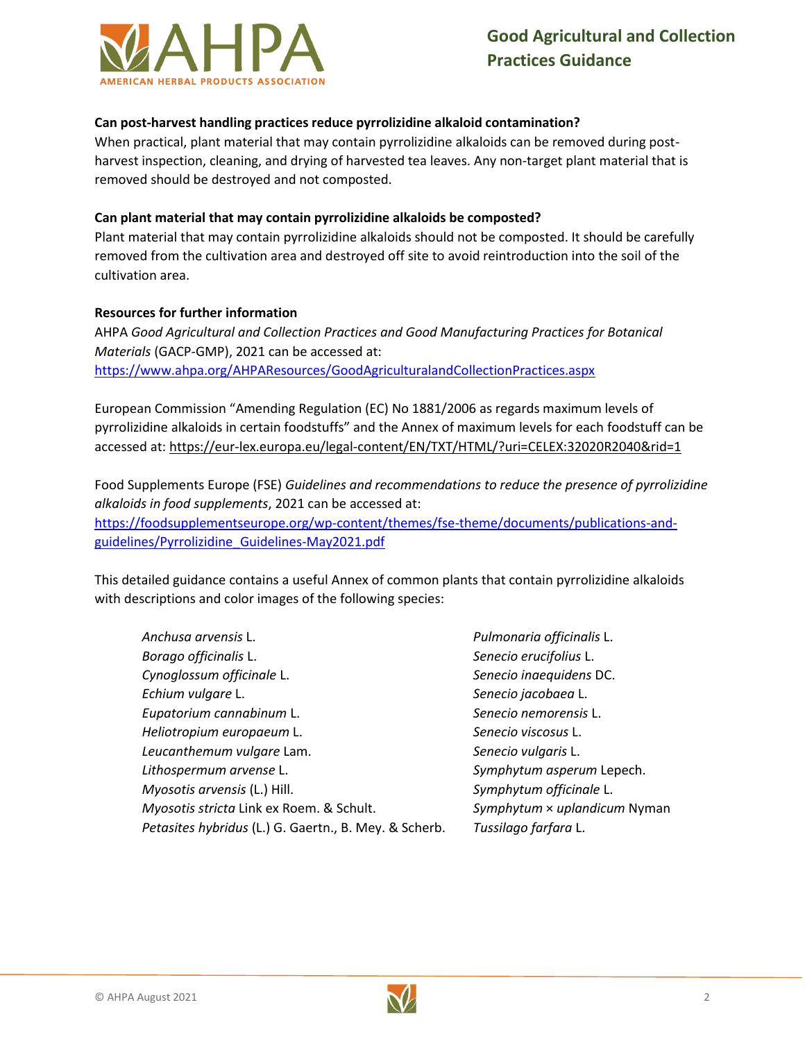**Can post-harvest handling practices reduce pyrrolizidine alkaloid contamination?**

When practical, plant material that may contain pyrrolizidine alkaloids can be removed during post-harvest inspection, cleaning, and drying of harvested tea leaves. Any non-target plant material that is removed should be destroyed and not composted.

**Can plant material that may contain pyrrolizidine alkaloids be composted?**

Plant material that may contain pyrrolizidine alkaloids should not be composted. It should be carefully removed from the cultivation area and destroyed off site to avoid reintroduction into the soil of the cultivation area.

**Resources for further information**

AHPA *Good Agricultural and Collection Practices and Good Manufacturing Practices for Botanical Materials* (GACP-GMP), 2021 can be accessed at: https://www.ahpa.org/AHPAResources/GoodAgriculturalandCollectionPractices.aspx

European Commission "Amending Regulation (EC) No 1881/2006 as regards maximum levels of pyrrolizidine alkaloids in certain foodstuffs" and the Annex of maximum levels for each foodstuff can be accessed at: https://eur-lex.europa.eu/legal-content/EN/TXT/HTML/?uri=CELEX:32020R2040&rid=1

Food Supplements Europe (FSE) *Guidelines and recommendations to reduce the presence of pyrrolizidine alkaloids in food supplements*, 2021 can be accessed at: https://foodsupplementseurope.org/wp-content/themes/fse-theme/documents/publications-and-guidelines/Pyrrolizidine_Guidelines-May2021.pdf

This detailed guidance contains a useful Annex of common plants that contain pyrrolizidine alkaloids with descriptions and color images of the following species:

- *Anchusa arvensis* L.
- *Borago officinalis* L.
- *Cynoglossum officinale* L.
- *Echium vulgare* L.
- *Eupatorium cannabinum* L.
- *Heliotropium europaeum* L.
- *Leucanthemum vulgare* Lam.
- *Lithospermum arvense* L.
- *Myosotis arvensis* (L.) Hill.
- *Myosotis stricta* Link ex Roem. & Schult.
- *Petasites hybridus* (L.) G. Gaertn., B. Mey. & Scherb.
- *Pulmonaria officinalis* L.
- *Senecio erucifolius* L.
- *Senecio inaequidens* DC.
- *Senecio jacobaea* L.
- *Senecio nemorensis* L.
- *Senecio viscosus* L.
- *Senecio vulgaris* L.
- *Symphytum asperum* Lepech.
- *Symphytum officinale* L.
- *Symphytum × uplandicum* Nyman
- *Tussilago farfara* L.